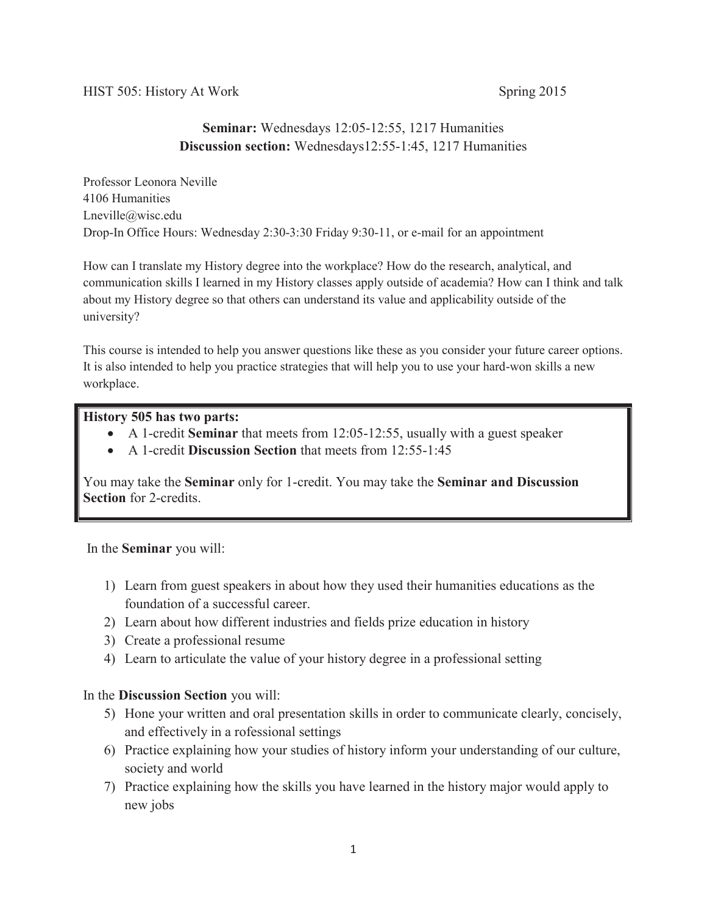HIST 505: History At Work Spring 2015

**Seminar:** Wednesdays 12:05-12:55, 1217 Humanities
**Discussion section:** Wednesdays12:55-1:45, 1217 Humanities

Professor Leonora Neville
4106 Humanities
Lneville@wisc.edu
Drop-In Office Hours: Wednesday 2:30-3:30 Friday 9:30-11, or e-mail for an appointment

How can I translate my History degree into the workplace? How do the research, analytical, and communication skills I learned in my History classes apply outside of academia? How can I think and talk about my History degree so that others can understand its value and applicability outside of the university?

This course is intended to help you answer questions like these as you consider your future career options. It is also intended to help you practice strategies that will help you to use your hard-won skills a new workplace.

**History 505 has two parts:**

- A 1-credit **Seminar** that meets from 12:05-12:55, usually with a guest speaker
- A 1-credit **Discussion Section** that meets from 12:55-1:45

You may take the **Seminar** only for 1-credit. You may take the **Seminar and Discussion Section** for 2-credits.

In the **Seminar** you will:

1) Learn from guest speakers in about how they used their humanities educations as the foundation of a successful career.
2) Learn about how different industries and fields prize education in history
3) Create a professional resume
4) Learn to articulate the value of your history degree in a professional setting

In the **Discussion Section** you will:

5) Hone your written and oral presentation skills in order to communicate clearly, concisely, and effectively in a rofessional settings
6) Practice explaining how your studies of history inform your understanding of our culture, society and world
7) Practice explaining how the skills you have learned in the history major would apply to new jobs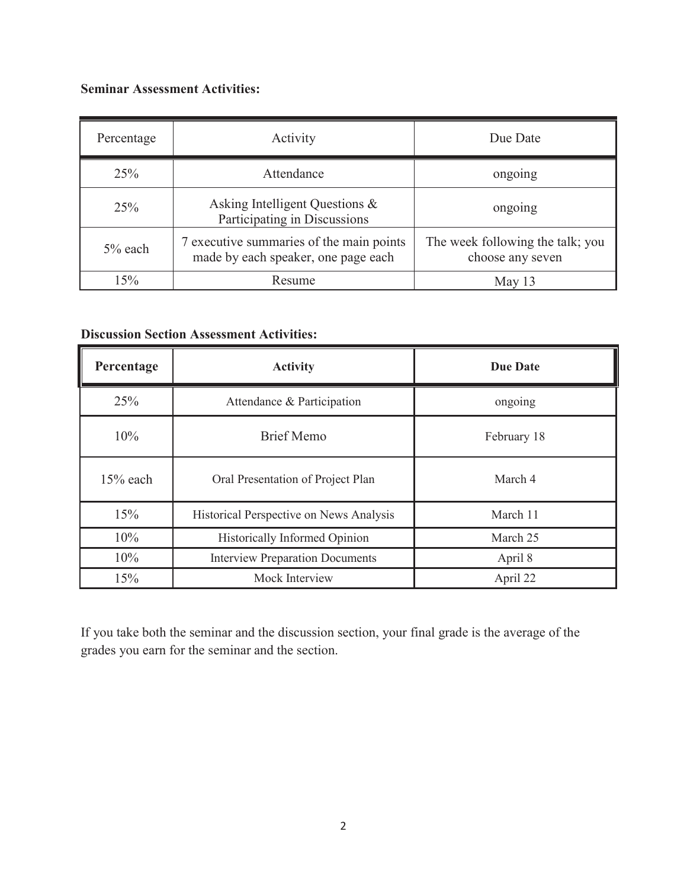**Seminar Assessment Activities:**

| Percentage | Activity | Due Date |
|---|---|---|
| 25% | Attendance | ongoing |
| 25% | Asking Intelligent Questions & Participating in Discussions | ongoing |
| 5% each | 7 executive summaries of the main points made by each speaker, one page each | The week following the talk; you choose any seven |
| 15% | Resume | May 13 |

**Discussion Section Assessment Activities:**

| **Percentage** | **Activity** | **Due Date** |
|---|---|---|
| 25% | Attendance & Participation | ongoing |
| 10% | Brief Memo | February 18 |
| 15% each | Oral Presentation of Project Plan | March 4 |
| 15% | Historical Perspective on News Analysis | March 11 |
| 10% | Historically Informed Opinion | March 25 |
| 10% | Interview Preparation Documents | April 8 |
| 15% | Mock Interview | April 22 |

If you take both the seminar and the discussion section, your final grade is the average of the grades you earn for the seminar and the section.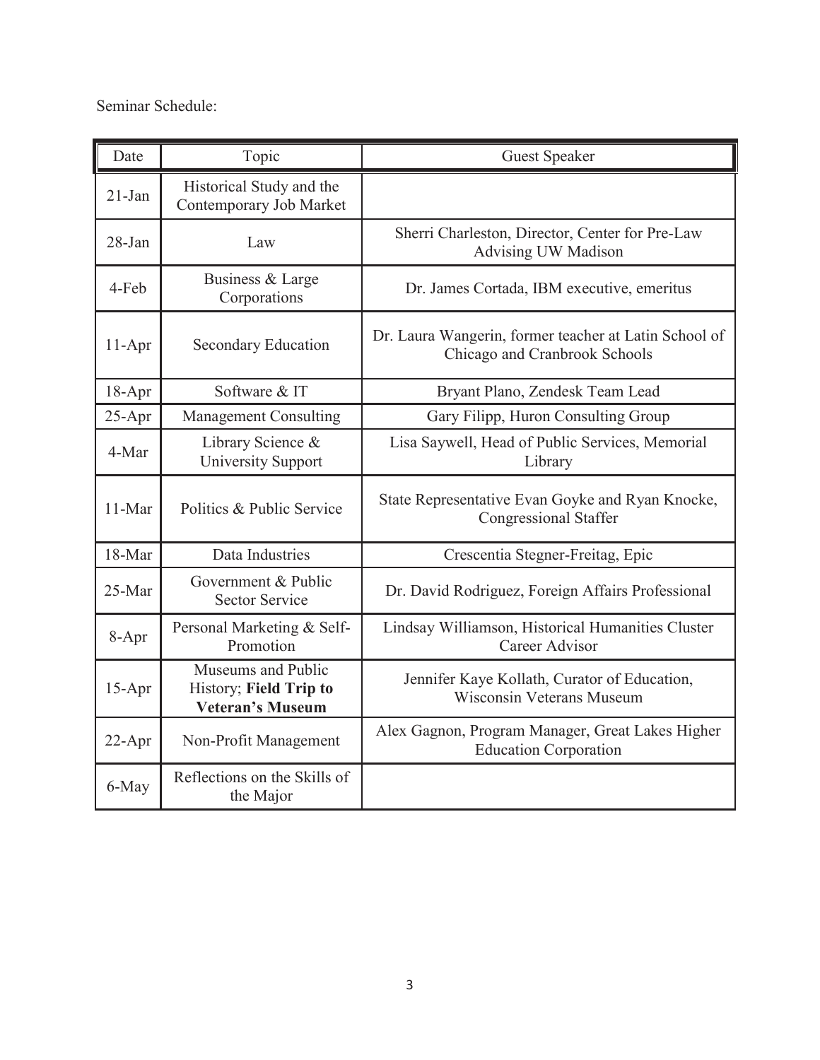Seminar Schedule:

| Date | Topic | Guest Speaker |
|---|---|---|
| 21-Jan | Historical Study and the Contemporary Job Market | |
| 28-Jan | Law | Sherri Charleston, Director, Center for Pre-Law Advising UW Madison |
| 4-Feb | Business & Large Corporations | Dr. James Cortada, IBM executive, emeritus |
| 11-Apr | Secondary Education | Dr. Laura Wangerin, former teacher at Latin School of Chicago and Cranbrook Schools |
| 18-Apr | Software & IT | Bryant Plano, Zendesk Team Lead |
| 25-Apr | Management Consulting | Gary Filipp, Huron Consulting Group |
| 4-Mar | Library Science & University Support | Lisa Saywell, Head of Public Services, Memorial Library |
| 11-Mar | Politics & Public Service | State Representative Evan Goyke and Ryan Knocke, Congressional Staffer |
| 18-Mar | Data Industries | Crescentia Stegner-Freitag, Epic |
| 25-Mar | Government & Public Sector Service | Dr. David Rodriguez, Foreign Affairs Professional |
| 8-Apr | Personal Marketing & Self-Promotion | Lindsay Williamson, Historical Humanities Cluster Career Advisor |
| 15-Apr | Museums and Public History; **Field Trip to Veteran's Museum** | Jennifer Kaye Kollath, Curator of Education, Wisconsin Veterans Museum |
| 22-Apr | Non-Profit Management | Alex Gagnon, Program Manager, Great Lakes Higher Education Corporation |
| 6-May | Reflections on the Skills of the Major | |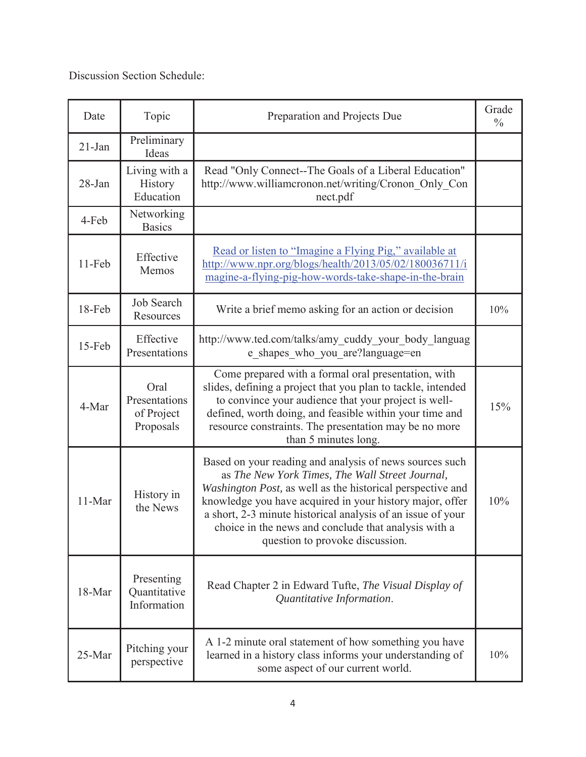Discussion Section Schedule:

| Date | Topic | Preparation and Projects Due | Grade % |
|---|---|---|---|
| 21-Jan | Preliminary Ideas | | |
| 28-Jan | Living with a History Education | Read "Only Connect--The Goals of a Liberal Education" http://www.williamcronon.net/writing/Cronon_Only_Connect.pdf | |
| 4-Feb | Networking Basics | | |
| 11-Feb | Effective Memos | Read or listen to "Imagine a Flying Pig," available at http://www.npr.org/blogs/health/2013/05/02/180036711/imagine-a-flying-pig-how-words-take-shape-in-the-brain | |
| 18-Feb | Job Search Resources | Write a brief memo asking for an action or decision | 10% |
| 15-Feb | Effective Presentations | http://www.ted.com/talks/amy_cuddy_your_body_language_shapes_who_you_are?language=en | |
| 4-Mar | Oral Presentations of Project Proposals | Come prepared with a formal oral presentation, with slides, defining a project that you plan to tackle, intended to convince your audience that your project is well-defined, worth doing, and feasible within your time and resource constraints. The presentation may be no more than 5 minutes long. | 15% |
| 11-Mar | History in the News | Based on your reading and analysis of news sources such as *The New York Times, The Wall Street Journal, Washington Post,* as well as the historical perspective and knowledge you have acquired in your history major, offer a short, 2-3 minute historical analysis of an issue of your choice in the news and conclude that analysis with a question to provoke discussion. | 10% |
| 18-Mar | Presenting Quantitative Information | Read Chapter 2 in Edward Tufte, *The Visual Display of Quantitative Information*. | |
| 25-Mar | Pitching your perspective | A 1-2 minute oral statement of how something you have learned in a history class informs your understanding of some aspect of our current world. | 10% |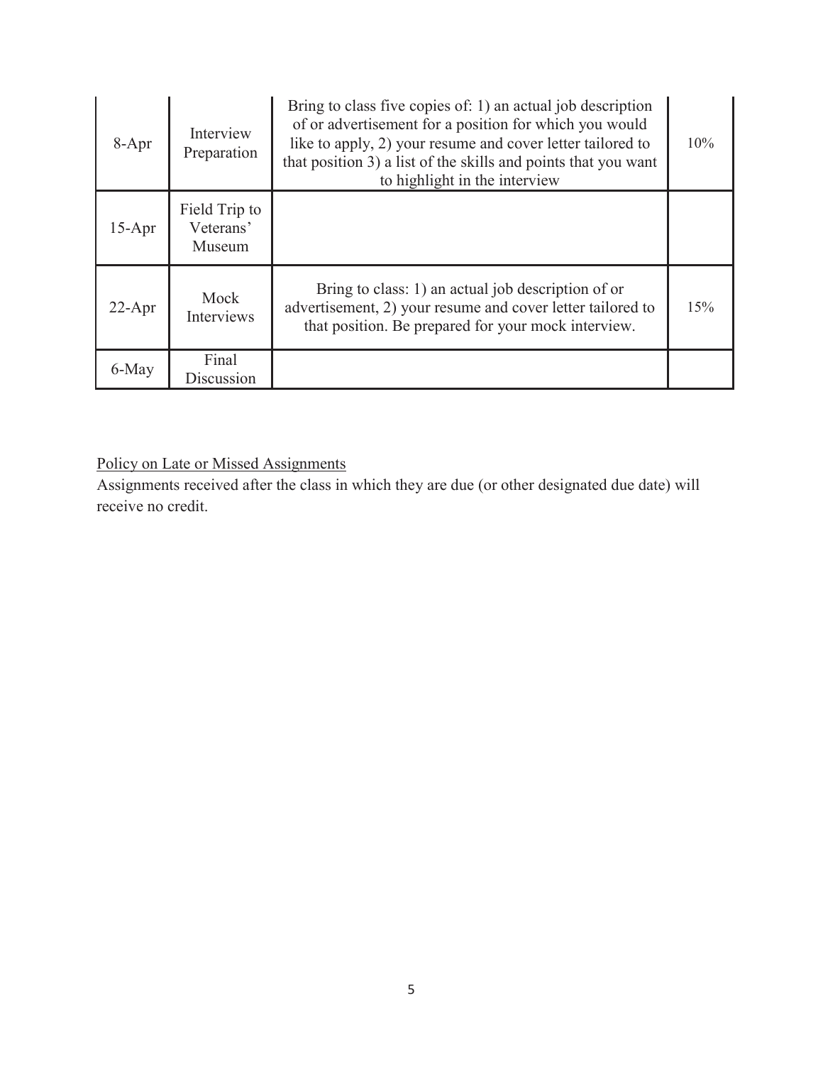| 8-Apr | Interview Preparation | Bring to class five copies of: 1) an actual job description of or advertisement for a position for which you would like to apply, 2) your resume and cover letter tailored to that position 3) a list of the skills and points that you want to highlight in the interview | 10% |
|---|---|---|---|
| 15-Apr | Field Trip to Veterans' Museum | | |
| 22-Apr | Mock Interviews | Bring to class: 1) an actual job description of or advertisement, 2) your resume and cover letter tailored to that position. Be prepared for your mock interview. | 15% |
| 6-May | Final Discussion | | |

Policy on Late or Missed Assignments

Assignments received after the class in which they are due (or other designated due date) will receive no credit.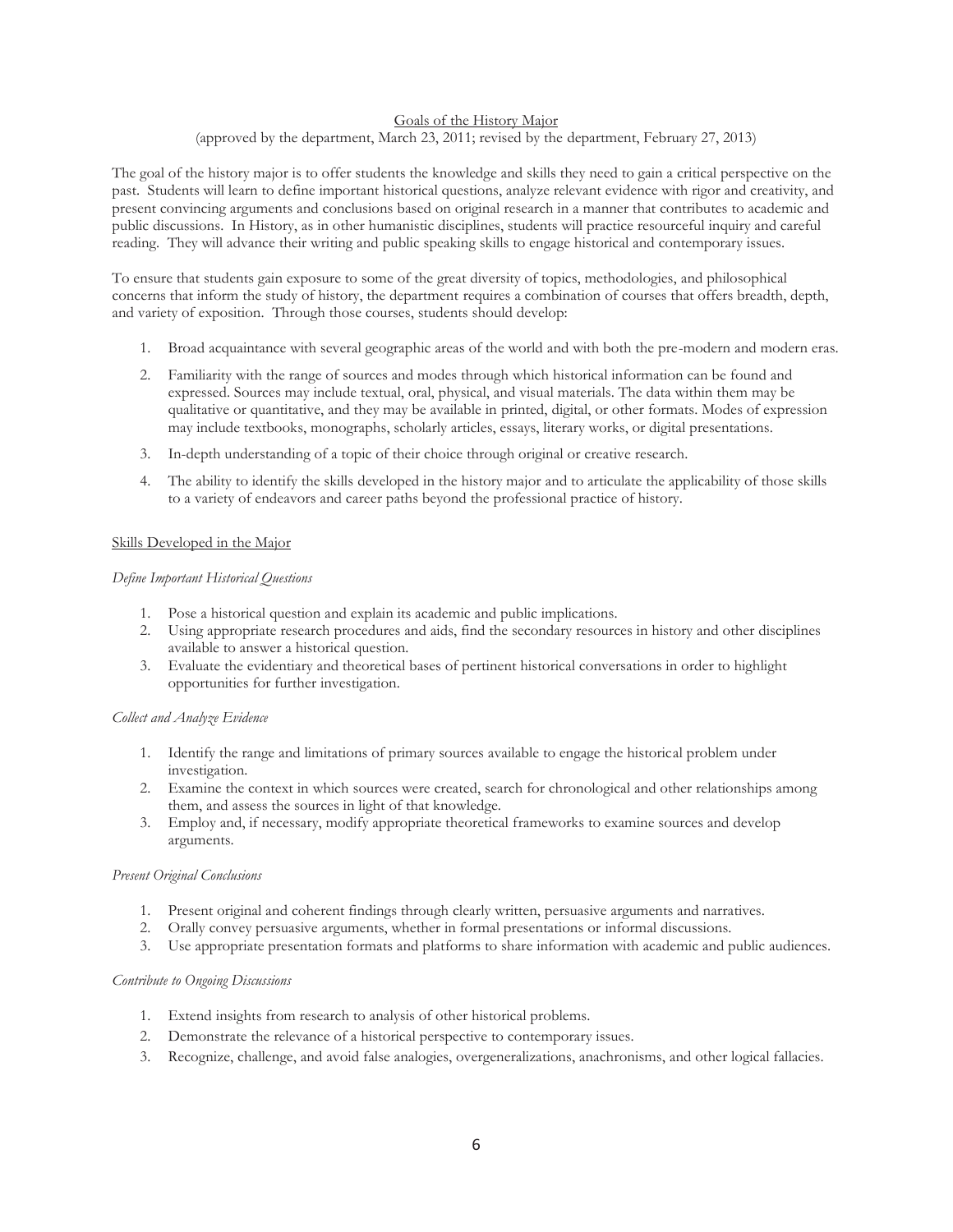## Goals of the History Major

(approved by the department, March 23, 2011; revised by the department, February 27, 2013)

The goal of the history major is to offer students the knowledge and skills they need to gain a critical perspective on the past. Students will learn to define important historical questions, analyze relevant evidence with rigor and creativity, and present convincing arguments and conclusions based on original research in a manner that contributes to academic and public discussions. In History, as in other humanistic disciplines, students will practice resourceful inquiry and careful reading. They will advance their writing and public speaking skills to engage historical and contemporary issues.

To ensure that students gain exposure to some of the great diversity of topics, methodologies, and philosophical concerns that inform the study of history, the department requires a combination of courses that offers breadth, depth, and variety of exposition. Through those courses, students should develop:

1. Broad acquaintance with several geographic areas of the world and with both the pre-modern and modern eras.
2. Familiarity with the range of sources and modes through which historical information can be found and expressed. Sources may include textual, oral, physical, and visual materials. The data within them may be qualitative or quantitative, and they may be available in printed, digital, or other formats. Modes of expression may include textbooks, monographs, scholarly articles, essays, literary works, or digital presentations.
3. In-depth understanding of a topic of their choice through original or creative research.
4. The ability to identify the skills developed in the history major and to articulate the applicability of those skills to a variety of endeavors and career paths beyond the professional practice of history.

### Skills Developed in the Major

*Define Important Historical Questions*

1. Pose a historical question and explain its academic and public implications.
2. Using appropriate research procedures and aids, find the secondary resources in history and other disciplines available to answer a historical question.
3. Evaluate the evidentiary and theoretical bases of pertinent historical conversations in order to highlight opportunities for further investigation.

*Collect and Analyze Evidence*

1. Identify the range and limitations of primary sources available to engage the historical problem under investigation.
2. Examine the context in which sources were created, search for chronological and other relationships among them, and assess the sources in light of that knowledge.
3. Employ and, if necessary, modify appropriate theoretical frameworks to examine sources and develop arguments.

*Present Original Conclusions*

1. Present original and coherent findings through clearly written, persuasive arguments and narratives.
2. Orally convey persuasive arguments, whether in formal presentations or informal discussions.
3. Use appropriate presentation formats and platforms to share information with academic and public audiences.

*Contribute to Ongoing Discussions*

1. Extend insights from research to analysis of other historical problems.
2. Demonstrate the relevance of a historical perspective to contemporary issues.
3. Recognize, challenge, and avoid false analogies, overgeneralizations, anachronisms, and other logical fallacies.